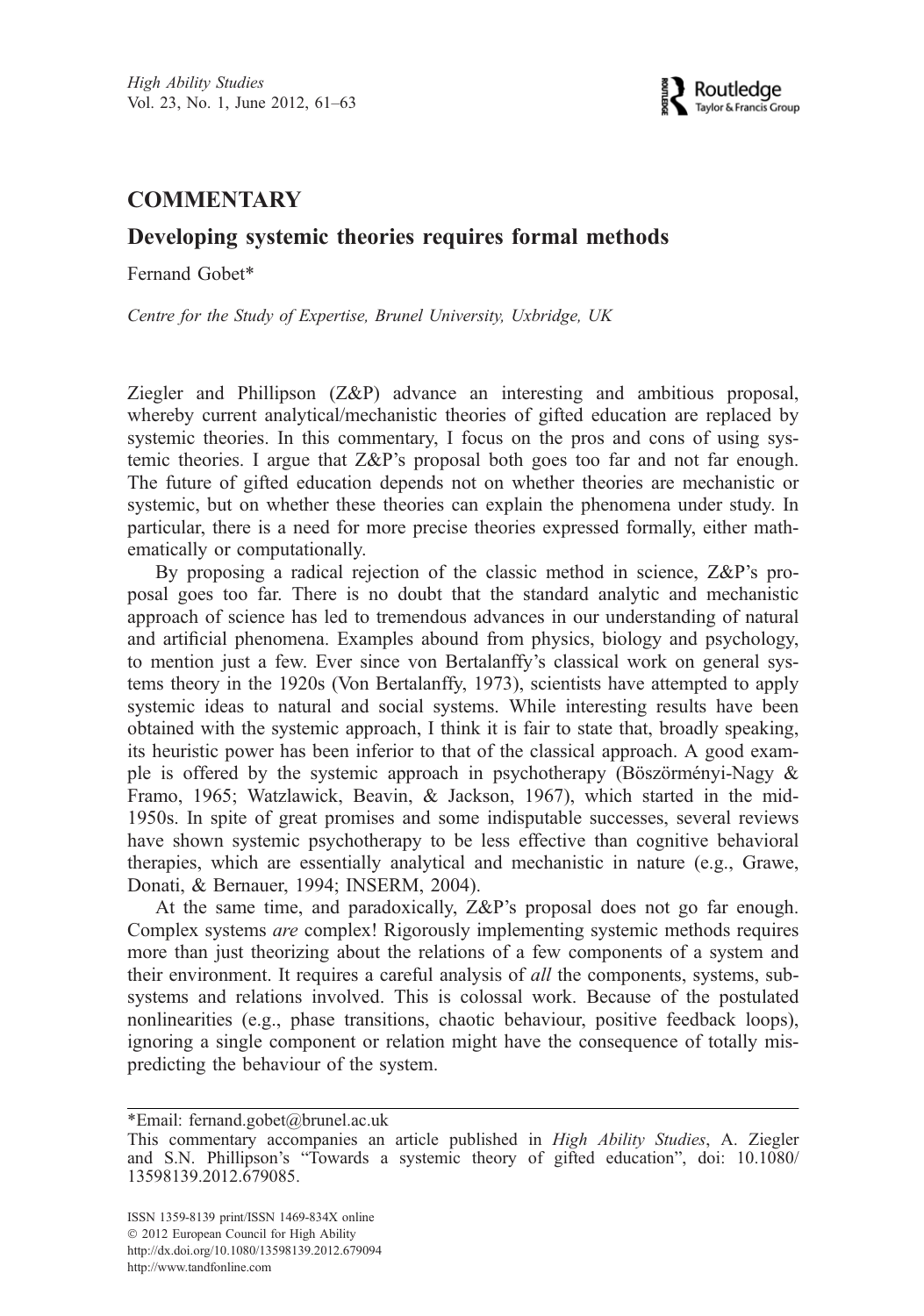## COMMENTARY

# Developing systemic theories requires formal methods

Fernand Gobet*

*Centre for the Study of Expertise, Brunel University, Uxbridge, UK*

Ziegler and Phillipson (Z&P) advance an interesting and ambitious proposal, whereby current analytical/mechanistic theories of gifted education are replaced by systemic theories. In this commentary, I focus on the pros and cons of using systemic theories. I argue that Z&P's proposal both goes too far and not far enough. The future of gifted education depends not on whether theories are mechanistic or systemic, but on whether these theories can explain the phenomena under study. In particular, there is a need for more precise theories expressed formally, either mathematically or computationally.

By proposing a radical rejection of the classic method in science, Z&P's proposal goes too far. There is no doubt that the standard analytic and mechanistic approach of science has led to tremendous advances in our understanding of natural and artificial phenomena. Examples abound from physics, biology and psychology, to mention just a few. Ever since von Bertalanffy's classical work on general systems theory in the 1920s (Von Bertalanffy, 1973), scientists have attempted to apply systemic ideas to natural and social systems. While interesting results have been obtained with the systemic approach, I think it is fair to state that, broadly speaking, its heuristic power has been inferior to that of the classical approach. A good example is offered by the systemic approach in psychotherapy (Böszörményi-Nagy & Framo, 1965; Watzlawick, Beavin, & Jackson, 1967), which started in the mid-1950s. In spite of great promises and some indisputable successes, several reviews have shown systemic psychotherapy to be less effective than cognitive behavioral therapies, which are essentially analytical and mechanistic in nature (e.g., Grawe, Donati, & Bernauer, 1994; INSERM, 2004).

At the same time, and paradoxically, Z&P's proposal does not go far enough. Complex systems *are* complex! Rigorously implementing systemic methods requires more than just theorizing about the relations of a few components of a system and their environment. It requires a careful analysis of *all* the components, systems, subsystems and relations involved. This is colossal work. Because of the postulated nonlinearities (e.g., phase transitions, chaotic behaviour, positive feedback loops), ignoring a single component or relation might have the consequence of totally mispredicting the behaviour of the system.

---

*Email: fernand.gobet@brunel.ac.uk

This commentary accompanies an article published in *High Ability Studies*, A. Ziegler and S.N. Phillipson's "Towards a systemic theory of gifted education", doi: 10.1080/13598139.2012.679085.

ISSN 1359-8139 print/ISSN 1469-834X online
© 2012 European Council for High Ability
http://dx.doi.org/10.1080/13598139.2012.679094
http://www.tandfonline.com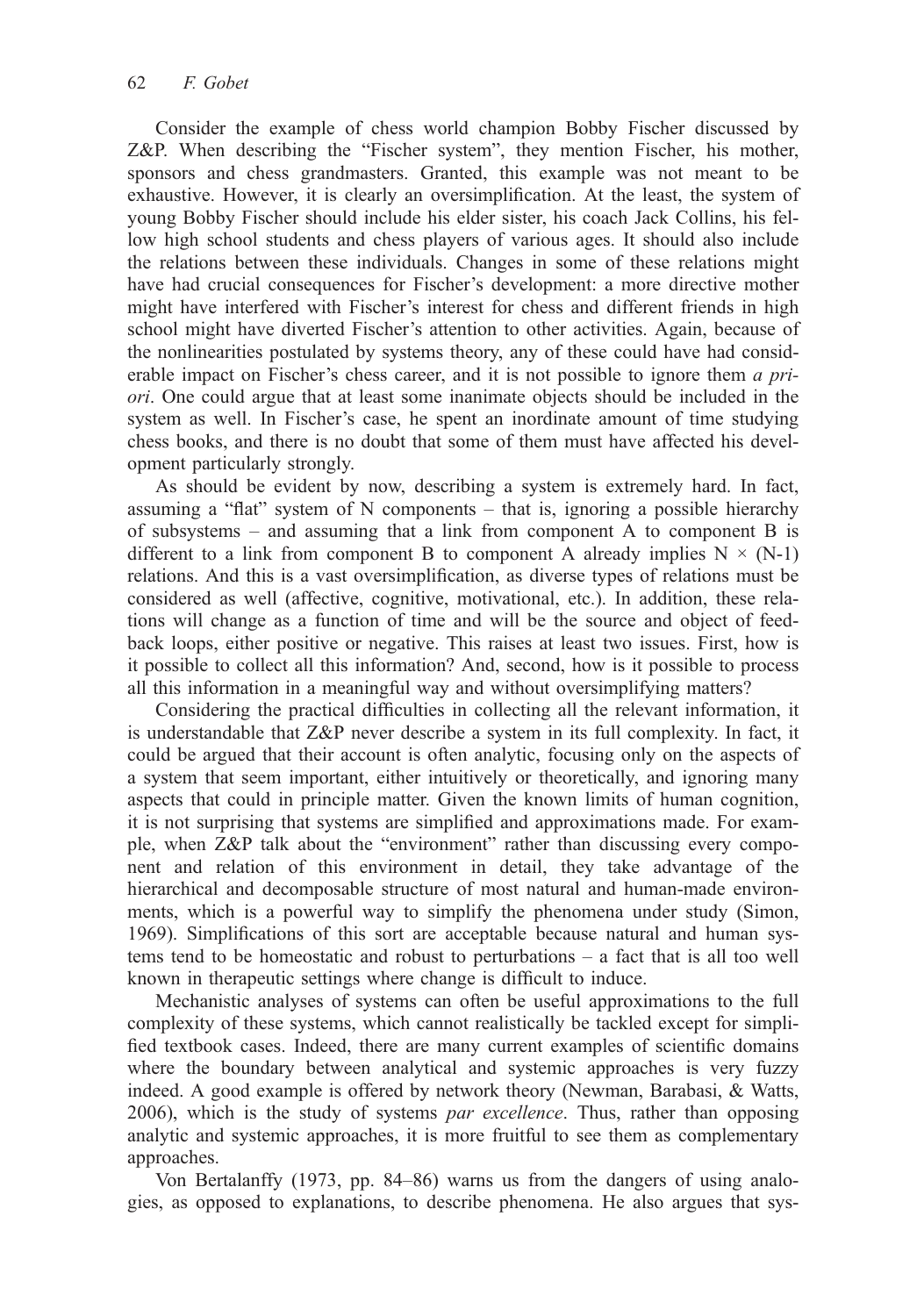Consider the example of chess world champion Bobby Fischer discussed by Z&P. When describing the "Fischer system", they mention Fischer, his mother, sponsors and chess grandmasters. Granted, this example was not meant to be exhaustive. However, it is clearly an oversimplification. At the least, the system of young Bobby Fischer should include his elder sister, his coach Jack Collins, his fellow high school students and chess players of various ages. It should also include the relations between these individuals. Changes in some of these relations might have had crucial consequences for Fischer's development: a more directive mother might have interfered with Fischer's interest for chess and different friends in high school might have diverted Fischer's attention to other activities. Again, because of the nonlinearities postulated by systems theory, any of these could have had considerable impact on Fischer's chess career, and it is not possible to ignore them *a priori*. One could argue that at least some inanimate objects should be included in the system as well. In Fischer's case, he spent an inordinate amount of time studying chess books, and there is no doubt that some of them must have affected his development particularly strongly.

As should be evident by now, describing a system is extremely hard. In fact, assuming a "flat" system of N components – that is, ignoring a possible hierarchy of subsystems – and assuming that a link from component A to component B is different to a link from component B to component A already implies $N \times (N\text{-}1)$ relations. And this is a vast oversimplification, as diverse types of relations must be considered as well (affective, cognitive, motivational, etc.). In addition, these relations will change as a function of time and will be the source and object of feedback loops, either positive or negative. This raises at least two issues. First, how is it possible to collect all this information? And, second, how is it possible to process all this information in a meaningful way and without oversimplifying matters?

Considering the practical difficulties in collecting all the relevant information, it is understandable that Z&P never describe a system in its full complexity. In fact, it could be argued that their account is often analytic, focusing only on the aspects of a system that seem important, either intuitively or theoretically, and ignoring many aspects that could in principle matter. Given the known limits of human cognition, it is not surprising that systems are simplified and approximations made. For example, when Z&P talk about the "environment" rather than discussing every component and relation of this environment in detail, they take advantage of the hierarchical and decomposable structure of most natural and human-made environments, which is a powerful way to simplify the phenomena under study (Simon, 1969). Simplifications of this sort are acceptable because natural and human systems tend to be homeostatic and robust to perturbations – a fact that is all too well known in therapeutic settings where change is difficult to induce.

Mechanistic analyses of systems can often be useful approximations to the full complexity of these systems, which cannot realistically be tackled except for simplified textbook cases. Indeed, there are many current examples of scientific domains where the boundary between analytical and systemic approaches is very fuzzy indeed. A good example is offered by network theory (Newman, Barabasi, & Watts, 2006), which is the study of systems *par excellence*. Thus, rather than opposing analytic and systemic approaches, it is more fruitful to see them as complementary approaches.

Von Bertalanffy (1973, pp. 84–86) warns us from the dangers of using analogies, as opposed to explanations, to describe phenomena. He also argues that sys-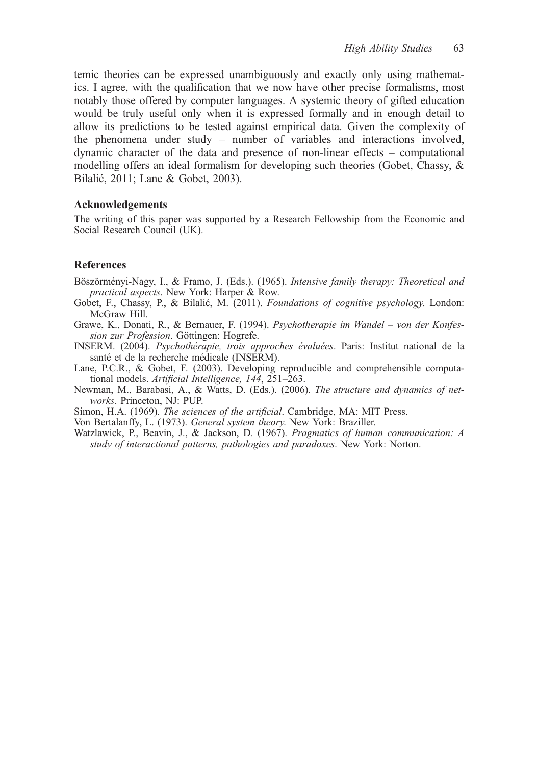temic theories can be expressed unambiguously and exactly only using mathematics. I agree, with the qualification that we now have other precise formalisms, most notably those offered by computer languages. A systemic theory of gifted education would be truly useful only when it is expressed formally and in enough detail to allow its predictions to be tested against empirical data. Given the complexity of the phenomena under study – number of variables and interactions involved, dynamic character of the data and presence of non-linear effects – computational modelling offers an ideal formalism for developing such theories (Gobet, Chassy, & Bilalić, 2011; Lane & Gobet, 2003).

## Acknowledgements

The writing of this paper was supported by a Research Fellowship from the Economic and Social Research Council (UK).

## References

Böszörményi-Nagy, I., & Framo, J. (Eds.). (1965). *Intensive family therapy: Theoretical and practical aspects*. New York: Harper & Row.

Gobet, F., Chassy, P., & Bilalić, M. (2011). *Foundations of cognitive psychology*. London: McGraw Hill.

Grawe, K., Donati, R., & Bernauer, F. (1994). *Psychotherapie im Wandel – von der Konfession zur Profession*. Göttingen: Hogrefe.

INSERM. (2004). *Psychothérapie, trois approches évaluées*. Paris: Institut national de la santé et de la recherche médicale (INSERM).

Lane, P.C.R., & Gobet, F. (2003). Developing reproducible and comprehensible computational models. *Artificial Intelligence, 144*, 251–263.

Newman, M., Barabasi, A., & Watts, D. (Eds.). (2006). *The structure and dynamics of networks*. Princeton, NJ: PUP.

Simon, H.A. (1969). *The sciences of the artificial*. Cambridge, MA: MIT Press.

Von Bertalanffy, L. (1973). *General system theory*. New York: Braziller.

Watzlawick, P., Beavin, J., & Jackson, D. (1967). *Pragmatics of human communication: A study of interactional patterns, pathologies and paradoxes*. New York: Norton.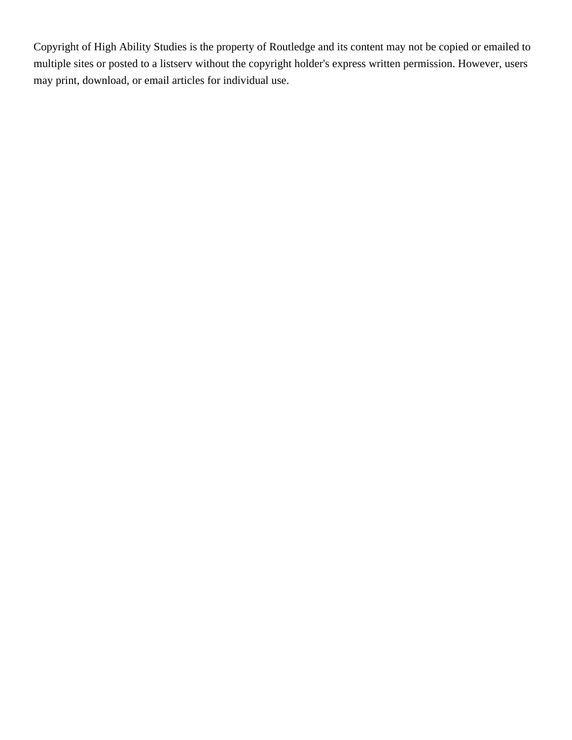Copyright of High Ability Studies is the property of Routledge and its content may not be copied or emailed to multiple sites or posted to a listserv without the copyright holder's express written permission. However, users may print, download, or email articles for individual use.